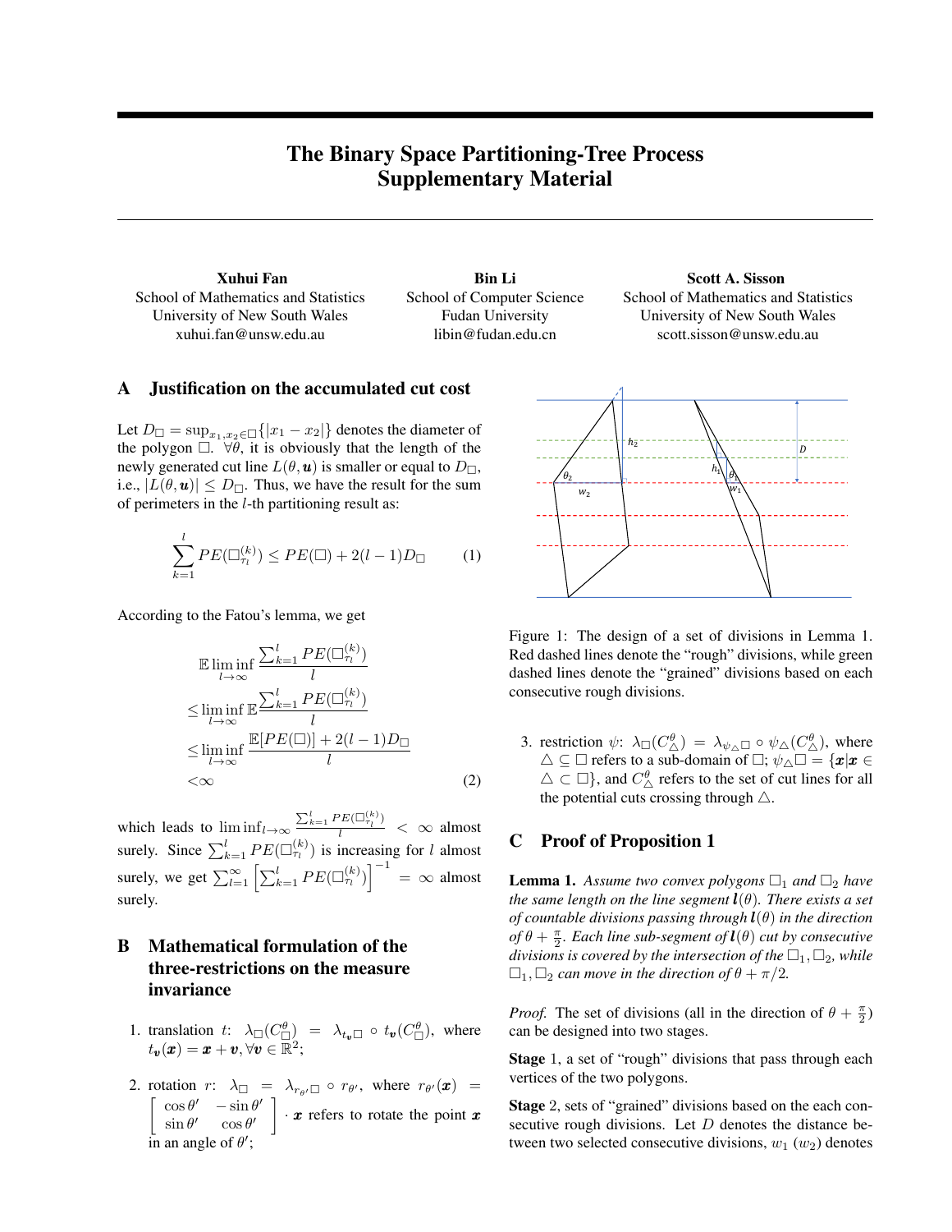# The Binary Space Partitioning-Tree Process Supplementary Material

**Xuhui Fan**
School of Mathematics and Statistics
University of New South Wales
xuhui.fan@unsw.edu.au

**Bin Li**
School of Computer Science
Fudan University
libin@fudan.edu.cn

**Scott A. Sisson**
School of Mathematics and Statistics
University of New South Wales
scott.sisson@unsw.edu.au

## A Justification on the accumulated cut cost

Let $D_\square = \sup_{x_1,x_2\in\square}\{|x_1 - x_2|\}$ denotes the diameter of the polygon $\square$. $\forall\theta$, it is obviously that the length of the newly generated cut line $L(\theta, \boldsymbol{u})$ is smaller or equal to $D_\square$, i.e., $|L(\theta, \boldsymbol{u})| \leq D_\square$. Thus, we have the result for the sum of perimeters in the $l$-th partitioning result as:

$$\sum_{k=1}^{l} PE(\square_{\tau_l}^{(k)}) \leq PE(\square) + 2(l-1)D_\square \tag{1}$$

According to the Fatou's lemma, we get

$$\begin{aligned}
&\mathbb{E}\liminf_{l\to\infty}\frac{\sum_{k=1}^{l} PE(\square_{\tau_l}^{(k)})}{l} \\
\leq &\liminf_{l\to\infty}\mathbb{E}\frac{\sum_{k=1}^{l} PE(\square_{\tau_l}^{(k)})}{l} \\
\leq &\liminf_{l\to\infty}\frac{\mathbb{E}[PE(\square)] + 2(l-1)D_\square}{l} \\
< &\infty
\end{aligned} \tag{2}$$

which leads to $\liminf_{l\to\infty}\frac{\sum_{k=1}^{l} PE(\square_{\tau_l}^{(k)})}{l} < \infty$ almost surely. Since $\sum_{k=1}^{l} PE(\square_{\tau_l}^{(k)})$ is increasing for $l$ almost surely, we get $\sum_{l=1}^{\infty}\left[\sum_{k=1}^{l} PE(\square_{\tau_l}^{(k)})\right]^{-1} = \infty$ almost surely.

## B Mathematical formulation of the three-restrictions on the measure invariance

1. translation $t$: $\lambda_\square(C_\square^\theta) = \lambda_{t_{\boldsymbol{v}}\square}\circ t_{\boldsymbol{v}}(C_\square^\theta)$, where $t_{\boldsymbol{v}}(\boldsymbol{x}) = \boldsymbol{x} + \boldsymbol{v}, \forall \boldsymbol{v}\in\mathbb{R}^2$;
2. rotation $r$: $\lambda_\square = \lambda_{r_{\theta'}\square}\circ r_{\theta'}$, where $r_{\theta'}(\boldsymbol{x}) = \begin{bmatrix}\cos\theta' & -\sin\theta' \\ \sin\theta' & \cos\theta'\end{bmatrix}\cdot\boldsymbol{x}$ refers to rotate the point $\boldsymbol{x}$ in an angle of $\theta'$;
3. restriction $\psi$: $\lambda_\square(C_\triangle^\theta) = \lambda_{\psi_\triangle\square}\circ\psi_\triangle(C_\triangle^\theta)$, where $\triangle\subseteq\square$ refers to a sub-domain of $\square$; $\psi_\triangle\square = \{\boldsymbol{x}|\boldsymbol{x}\in\triangle\subset\square\}$, and $C_\triangle^\theta$ refers to the set of cut lines for all the potential cuts crossing through $\triangle$.

Figure 1: The design of a set of divisions in Lemma 1. Red dashed lines denote the "rough" divisions, while green dashed lines denote the "grained" divisions based on each consecutive rough divisions.

## C Proof of Proposition 1

**Lemma 1.** *Assume two convex polygons $\square_1$ and $\square_2$ have the same length on the line segment $\boldsymbol{l}(\theta)$. There exists a set of countable divisions passing through $\boldsymbol{l}(\theta)$ in the direction of $\theta + \frac{\pi}{2}$. Each line sub-segment of $\boldsymbol{l}(\theta)$ cut by consecutive divisions is covered by the intersection of the $\square_1, \square_2$, while $\square_1, \square_2$ can move in the direction of $\theta + \pi/2$.*

*Proof.* The set of divisions (all in the direction of $\theta + \frac{\pi}{2}$) can be designed into two stages.

**Stage** 1, a set of "rough" divisions that pass through each vertices of the two polygons.

**Stage** 2, sets of "grained" divisions based on the each consecutive rough divisions. Let $D$ denotes the distance between two selected consecutive divisions, $w_1$ ($w_2$) denotes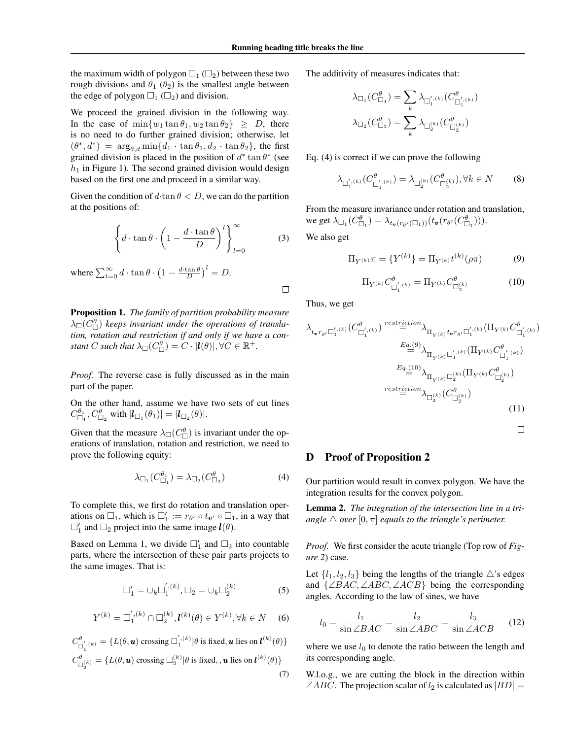the maximum width of polygon $\square_1$ ($\square_2$) between these two rough divisions and $\theta_1$ ($\theta_2$) is the smallest angle between the edge of polygon $\square_1$ ($\square_2$) and division.

We proceed the grained division in the following way. In the case of $\min\{w_1 \tan\theta_1, w_2 \tan\theta_2\} \geq D$, there is no need to do further grained division; otherwise, let $(\theta^*, d^*) = \arg_{\theta,d}\min\{d_1 \cdot \tan\theta_1, d_2 \cdot \tan\theta_2\}$, the first grained division is placed in the position of $d^* \tan\theta^*$ (see $h_1$ in Figure 1). The second grained division would design based on the first one and proceed in a similar way.

Given the condition of $d{\cdot}\tan\theta < D$, we can do the partition at the positions of:

$$\left\{ d \cdot \tan\theta \cdot \left(1 - \frac{d \cdot \tan\theta}{D}\right)^l \right\}_{l=0}^{\infty} \tag{3}$$

where $\sum_{l=0}^{\infty} d \cdot \tan\theta \cdot \left(1 - \frac{d\cdot\tan\theta}{D}\right)^l = D$.

□

**Proposition 1.** *The family of partition probability measure $\lambda_\square(C^\theta_\square)$ keeps invariant under the operations of translation, rotation and restriction if and only if we have a constant $C$ such that $\lambda_\square(C^\theta_\square) = C \cdot |\boldsymbol{l}(\theta)|, \forall C \in \mathbb{R}^+$.*

*Proof.* The reverse case is fully discussed as in the main part of the paper.

On the other hand, assume we have two sets of cut lines $C^{\theta_1}_{\square_1}, C^{\theta}_{\square_2}$ with $|\boldsymbol{l}_{\square_1}(\theta_1)| = |\boldsymbol{l}_{\square_2}(\theta)|$.

Given that the measure $\lambda_\square(C^\theta_\square)$ is invariant under the operations of translation, rotation and restriction, we need to prove the following equity:

$$\lambda_{\square_1}(C^{\theta_1}_{\square_1}) = \lambda_{\square_2}(C^{\theta}_{\square_2}) \tag{4}$$

To complete this, we first do rotation and translation operations on $\square_1$, which is $\square_1' := r_{\theta'} \circ t_{\boldsymbol{v}'} \circ \square_1$, in a way that $\square_1'$ and $\square_2$ project into the same image $\boldsymbol{l}(\theta)$.

Based on Lemma 1, we divide $\square_1'$ and $\square_2$ into countable parts, where the intersection of these pair parts projects to the same images. That is:

$$\square_1' = \cup_k \square_1^{',(k)}, \square_2 = \cup_k \square_2^{(k)} \tag{5}$$

$$Y^{(k)} = \square_1^{',(k)} \cap \square_2^{(k)}, \boldsymbol{l}^{(k)}(\theta) \in Y^{(k)}, \forall k \in N \tag{6}$$

$$\begin{aligned} C^\theta_{\square_1^{',(k)}} &= \{L(\theta, \boldsymbol{u}) \text{ crossing } \square_1^{',(k)} | \theta \text{ is fixed}, \boldsymbol{u} \text{ lies on } \boldsymbol{l}^{(k)}(\theta)\} \\ C^\theta_{\square_2^{(k)}} &= \{L(\theta, \boldsymbol{u}) \text{ crossing } \square_2^{(k)} | \theta \text{ is fixed}, , \boldsymbol{u} \text{ lies on } \boldsymbol{l}^{(k)}(\theta)\} \end{aligned} \tag{7}$$

The additivity of measures indicates that:

$$\lambda_{\square_1}(C^\theta_{\square_1}) = \sum_k \lambda_{\square_1^{',(k)}}(C^\theta_{\square_1^{',(k)}})$$

$$\lambda_{\square_2}(C^\theta_{\square_2}) = \sum_k \lambda_{\square_2^{(k)}}(C^\theta_{\square_2^{(k)}})$$

Eq. (4) is correct if we can prove the following

$$\lambda_{\square_1^{',(k)}}(C^\theta_{\square_1^{',(k)}}) = \lambda_{\square_2^{(k)}}(C^\theta_{\square_2^{(k)}}), \forall k \in N \tag{8}$$

From the measure invariance under rotation and translation, we get $\lambda_{\square_1}(C^\theta_{\square_1}) = \lambda_{t_{\boldsymbol{v}}(r_{\theta'}(\square_1))}(t_{\boldsymbol{v}}(r_{\theta'}(C^\theta_{\square_1})))$.

We also get

$$\Pi_{Y^{(k)}}\pi = \{Y^{(k)}\} = \Pi_{Y^{(k)}} t^{(k)}(\rho\pi) \tag{9}$$

$$\Pi_{Y^{(k)}} C^\theta_{\square_1^{',(k)}} = \Pi_{Y^{(k)}} C^\theta_{\square_2^{(k)}} \tag{10}$$

Thus, we get

$$\begin{aligned} \lambda_{t_{\boldsymbol{v}} r_{\theta'} \square_1^{',(k)}}(C^\theta_{\square_1^{',(k)}}) &\overset{restriction}{=} \lambda_{\Pi_{Y^{(k)}} t_{\boldsymbol{v}} r_{\theta'} \square_1^{',(k)}}(\Pi_{Y^{(k)}} C^\theta_{\square_1^{',(k)}}) \\ &\overset{Eq. (9)}{=} \lambda_{\Pi_{Y^{(k)}} \square_1^{',(k)}}(\Pi_{Y^{(k)}} C^\theta_{\square_1^{',(k)}}) \\ &\overset{Eq. (10)}{=} \lambda_{\Pi_{Y^{(k)}} \square_2^{(k)}}(\Pi_{Y^{(k)}} C^\theta_{\square_2^{(k)}}) \\ &\overset{restriction}{=} \lambda_{\square_2^{(k)}}(C^\theta_{\square_2^{(k)}}) \end{aligned} \tag{11}$$

□

## D Proof of Proposition 2

Our partition would result in convex polygon. We have the integration results for the convex polygon.

**Lemma 2.** *The integration of the intersection line in a triangle $\triangle$ over $[0, \pi]$ equals to the triangle's perimeter.*

*Proof.* We first consider the acute triangle (Top row of *Figure 2*) case.

Let $\{l_1, l_2, l_3\}$ being the lengths of the triangle $\triangle$'s edges and $\{\angle BAC, \angle ABC, \angle ACB\}$ being the corresponding angles. According to the law of sines, we have

$$l_0 = \frac{l_1}{\sin\angle BAC} = \frac{l_2}{\sin\angle ABC} = \frac{l_3}{\sin\angle ACB} \tag{12}$$

where we use $l_0$ to denote the ratio between the length and its corresponding angle.

W.l.o.g., we are cutting the block in the direction within $\angle ABC$. The projection scalar of $l_2$ is calculated as $|BD| =$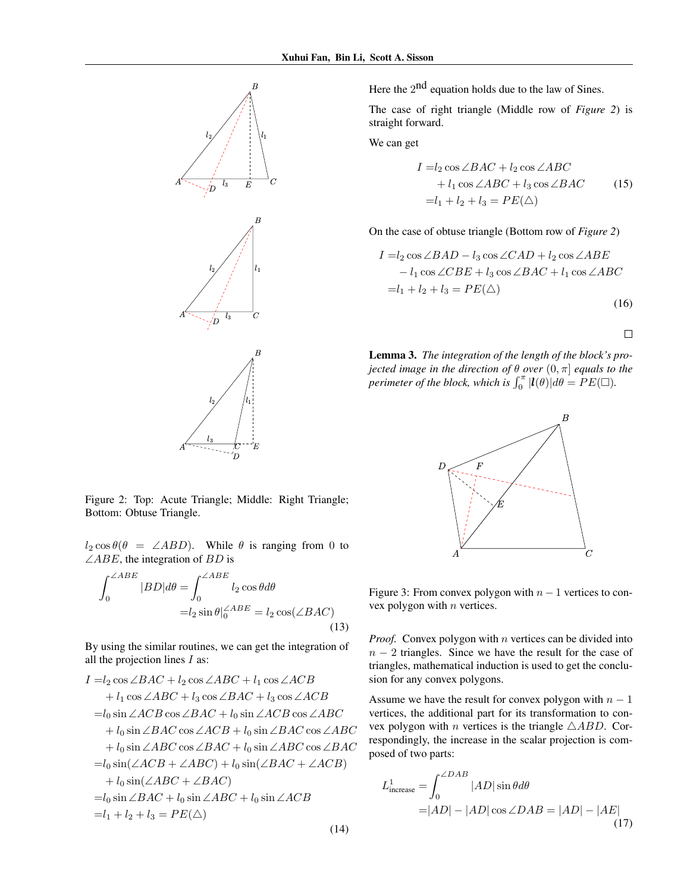Figure 2: Top: Acute Triangle; Middle: Right Triangle; Bottom: Obtuse Triangle.

$l_2 \cos\theta (\theta = \angle ABD)$. While $\theta$ is ranging from 0 to $\angle ABE$, the integration of $BD$ is

$$
\begin{aligned}
\int_0^{\angle ABE} |BD| d\theta = & \int_0^{\angle ABE} l_2 \cos\theta d\theta \\
= & l_2 \sin\theta|_0^{\angle ABE} = l_2 \cos(\angle BAC)
\end{aligned} \tag{13}
$$

By using the similar routines, we can get the integration of all the projection lines $I$ as:

$$
\begin{aligned}
I = & l_2 \cos\angle BAC + l_2 \cos\angle ABC + l_1 \cos\angle ACB \\
& + l_1 \cos\angle ABC + l_3 \cos\angle BAC + l_3 \cos\angle ACB \\
= & l_0 \sin\angle ACB \cos\angle BAC + l_0 \sin\angle ACB \cos\angle ABC \\
& + l_0 \sin\angle BAC \cos\angle ACB + l_0 \sin\angle BAC \cos\angle ABC \\
& + l_0 \sin\angle ABC \cos\angle BAC + l_0 \sin\angle ABC \cos\angle BAC \\
= & l_0 \sin(\angle ACB + \angle ABC) + l_0 \sin(\angle BAC + \angle ACB) \\
& + l_0 \sin(\angle ABC + \angle BAC) \\
= & l_0 \sin\angle BAC + l_0 \sin\angle ABC + l_0 \sin\angle ACB \\
= & l_1 + l_2 + l_3 = PE(\triangle)
\end{aligned} \tag{14}
$$

Here the 2[nd] equation holds due to the law of Sines.

The case of right triangle (Middle row of *Figure 2*) is straight forward.

We can get

$$
\begin{aligned}
I = & l_2 \cos\angle BAC + l_2 \cos\angle ABC \\
& + l_1 \cos\angle ABC + l_3 \cos\angle BAC \\
= & l_1 + l_2 + l_3 = PE(\triangle)
\end{aligned} \tag{15}
$$

On the case of obtuse triangle (Bottom row of *Figure 2*)

$$
\begin{aligned}
I = & l_2 \cos\angle BAD - l_3 \cos\angle CAD + l_2 \cos\angle ABE \\
& - l_1 \cos\angle CBE + l_3 \cos\angle BAC + l_1 \cos\angle ABC \\
= & l_1 + l_2 + l_3 = PE(\triangle)
\end{aligned} \tag{16}
$$

□

**Lemma 3.** *The integration of the length of the block's projected image in the direction of $\theta$ over $(0, \pi]$ equals to the perimeter of the block, which is $\int_0^{\pi} |\boldsymbol{l}(\theta)| d\theta = PE(\square)$.*

Figure 3: From convex polygon with $n-1$ vertices to convex polygon with $n$ vertices.

*Proof.* Convex polygon with $n$ vertices can be divided into $n-2$ triangles. Since we have the result for the case of triangles, mathematical induction is used to get the conclusion for any convex polygons.

Assume we have the result for convex polygon with $n-1$ vertices, the additional part for its transformation to convex polygon with $n$ vertices is the triangle $\triangle ABD$. Correspondingly, the increase in the scalar projection is composed of two parts:

$$
\begin{aligned}
L_{\text{increase}}^1 = & \int_0^{\angle DAB} |AD| \sin\theta d\theta \\
= & |AD| - |AD| \cos\angle DAB = |AD| - |AE|
\end{aligned} \tag{17}
$$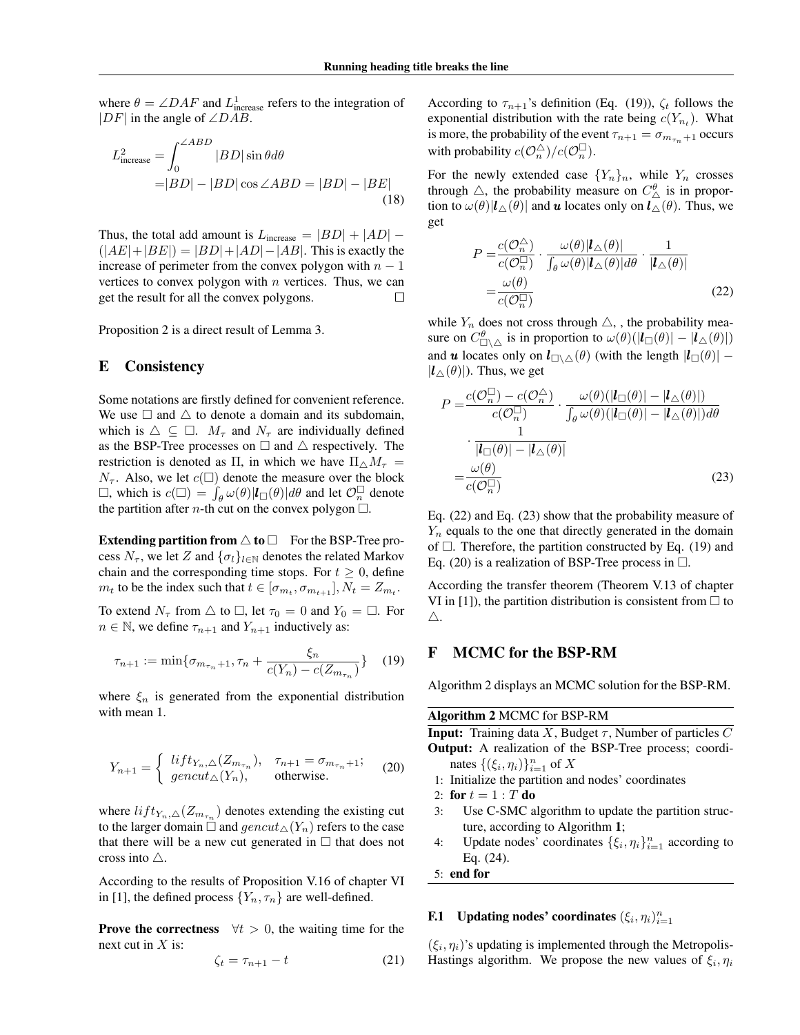where $\theta = \angle DAF$ and $L^1_{\text{increase}}$ refers to the integration of $|DF|$ in the angle of $\angle DAB$.

$$
\begin{aligned}
L^2_{\text{increase}} &= \int_0^{\angle ABD} |BD| \sin\theta d\theta \\
&= |BD| - |BD| \cos\angle ABD = |BD| - |BE|
\end{aligned}
\tag{18}
$$

Thus, the total add amount is $L_{\text{increase}} = |BD| + |AD| - (|AE| + |BE|) = |BD| + |AD| - |AB|$. This is exactly the increase of perimeter from the convex polygon with $n-1$ vertices to convex polygon with $n$ vertices. Thus, we can get the result for all the convex polygons. □

Proposition 2 is a direct result of Lemma 3.

## E Consistency

Some notations are firstly defined for convenient reference. We use $\Box$ and $\triangle$ to denote a domain and its subdomain, which is $\triangle \subseteq \Box$. $M_\tau$ and $N_\tau$ are individually defined as the BSP-Tree processes on $\Box$ and $\triangle$ respectively. The restriction is denoted as $\Pi$, in which we have $\Pi_\triangle M_\tau = N_\tau$. Also, we let $c(\Box)$ denote the measure over the block $\Box$, which is $c(\Box) = \int_\theta \omega(\theta) |\boldsymbol{l}_\Box(\theta)| d\theta$ and let $\mathcal{O}_n^\Box$ denote the partition after $n$-th cut on the convex polygon $\Box$.

**Extending partition from $\triangle$ to $\Box$** For the BSP-Tree process $N_\tau$, we let $Z$ and $\{\sigma_l\}_{l\in\mathbb{N}}$ denotes the related Markov chain and the corresponding time stops. For $t \geq 0$, define $m_t$ to be the index such that $t \in [\sigma_{m_t}, \sigma_{m_{t+1}}], N_t = Z_{m_t}$.

To extend $N_\tau$ from $\triangle$ to $\Box$, let $\tau_0 = 0$ and $Y_0 = \Box$. For $n \in \mathbb{N}$, we define $\tau_{n+1}$ and $Y_{n+1}$ inductively as:

$$
\tau_{n+1} := \min\{\sigma_{m_{\tau_n}+1}, \tau_n + \frac{\xi_n}{c(Y_n) - c(Z_{m_{\tau_n}})}\}
\tag{19}
$$

where $\xi_n$ is generated from the exponential distribution with mean 1.

$$
Y_{n+1} = \begin{cases} lift_{Y_n,\triangle}(Z_{m_{\tau_n}}), & \tau_{n+1} = \sigma_{m_{\tau_n}+1}; \\ gencut_\triangle(Y_n), & \text{otherwise.} \end{cases}
\tag{20}
$$

where $lift_{Y_n,\triangle}(Z_{m_{\tau_n}})$ denotes extending the existing cut to the larger domain $\Box$ and $gencut_\triangle(Y_n)$ refers to the case that there will be a new cut generated in $\Box$ that does not cross into $\triangle$.

According to the results of Proposition V.16 of chapter VI in [1], the defined process $\{Y_n, \tau_n\}$ are well-defined.

**Prove the correctness** $\forall t > 0$, the waiting time for the next cut in $X$ is:

$$
\zeta_t = \tau_{n+1} - t
\tag{21}
$$

According to $\tau_{n+1}$'s definition (Eq. (19)), $\zeta_t$ follows the exponential distribution with the rate being $c(Y_{n_t})$. What is more, the probability of the event $\tau_{n+1} = \sigma_{m_{\tau_n}+1}$ occurs with probability $c(\mathcal{O}_n^\triangle)/c(\mathcal{O}_n^\Box)$.

For the newly extended case $\{Y_n\}_n$, while $Y_n$ crosses through $\triangle$, the probability measure on $C_\triangle^\theta$ is in proportion to $\omega(\theta)|\boldsymbol{l}_\triangle(\theta)|$ and $\boldsymbol{u}$ locates only on $\boldsymbol{l}_\triangle(\theta)$. Thus, we get

$$
\begin{aligned}
P &= \frac{c(\mathcal{O}_n^\triangle)}{c(\mathcal{O}_n^\Box)} \cdot \frac{\omega(\theta)|\boldsymbol{l}_\triangle(\theta)|}{\int_\theta \omega(\theta)|\boldsymbol{l}_\triangle(\theta)|d\theta} \cdot \frac{1}{|\boldsymbol{l}_\triangle(\theta)|} \\
&= \frac{\omega(\theta)}{c(\mathcal{O}_n^\Box)}
\end{aligned}
\tag{22}
$$

while $Y_n$ does not cross through $\triangle$, , the probability measure on $C_{\Box\setminus\triangle}^\theta$ is in proportion to $\omega(\theta)(|\boldsymbol{l}_\Box(\theta)| - |\boldsymbol{l}_\triangle(\theta)|)$ and $\boldsymbol{u}$ locates only on $\boldsymbol{l}_{\Box\setminus\triangle}(\theta)$ (with the length $|\boldsymbol{l}_\Box(\theta)| - |\boldsymbol{l}_\triangle(\theta)|$). Thus, we get

$$
\begin{aligned}
P &= \frac{c(\mathcal{O}_n^\Box) - c(\mathcal{O}_n^\triangle)}{c(\mathcal{O}_n^\Box)} \cdot \frac{\omega(\theta)(|\boldsymbol{l}_\Box(\theta)| - |\boldsymbol{l}_\triangle(\theta)|)}{\int_\theta \omega(\theta)(|\boldsymbol{l}_\Box(\theta)| - |\boldsymbol{l}_\triangle(\theta)|)d\theta} \\
&\quad \cdot \frac{1}{|\boldsymbol{l}_\Box(\theta)| - |\boldsymbol{l}_\triangle(\theta)|} \\
&= \frac{\omega(\theta)}{c(\mathcal{O}_n^\Box)}
\end{aligned}
\tag{23}
$$

Eq. (22) and Eq. (23) show that the probability measure of $Y_n$ equals to the one that directly generated in the domain of $\Box$. Therefore, the partition constructed by Eq. (19) and Eq. (20) is a realization of BSP-Tree process in $\Box$.

According the transfer theorem (Theorem V.13 of chapter VI in [1]), the partition distribution is consistent from $\Box$ to $\triangle$.

## F MCMC for the BSP-RM

Algorithm 2 displays an MCMC solution for the BSP-RM.

**Algorithm 2** MCMC for BSP-RM

**Input:** Training data $X$, Budget $\tau$, Number of particles $C$

**Output:** A realization of the BSP-Tree process; coordinates $\{(\xi_i, \eta_i)\}_{i=1}^n$ of $X$

1: Initialize the partition and nodes' coordinates
2: **for** $t = 1 : T$ **do**
3: Use C-SMC algorithm to update the partition structure, according to Algorithm **1**;
4: Update nodes' coordinates $\{\xi_i, \eta_i\}_{i=1}^n$ according to Eq. (24).
5: **end for**

### F.1 Updating nodes' coordinates $(\xi_i, \eta_i)_{i=1}^n$

$(\xi_i, \eta_i)$'s updating is implemented through the Metropolis-Hastings algorithm. We propose the new values of $\xi_i, \eta_i$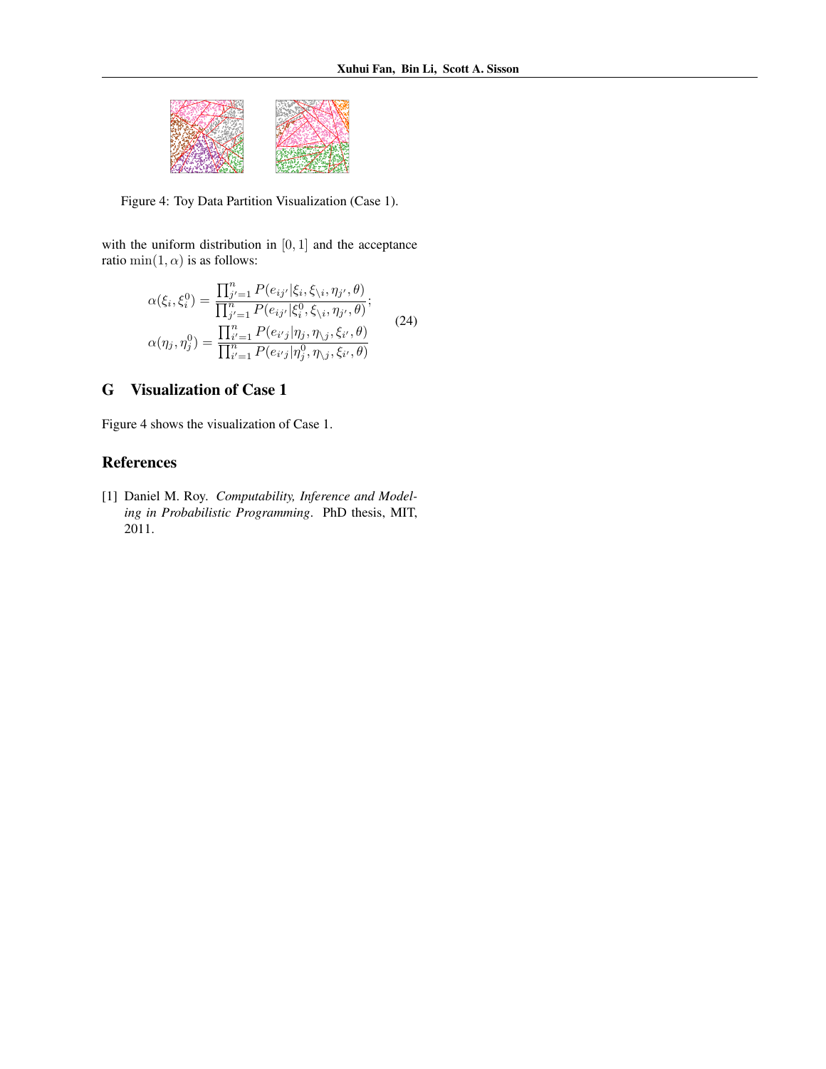Figure 4: Toy Data Partition Visualization (Case 1).

with the uniform distribution in $[0, 1]$ and the acceptance ratio $\min(1, \alpha)$ is as follows:

$$
\begin{aligned}
\alpha(\xi_i, \xi_i^0) &= \frac{\prod_{j'=1}^{n} P(e_{ij'}|\xi_i, \xi_{\setminus i}, \eta_{j'}, \theta)}{\prod_{j'=1}^{n} P(e_{ij'}|\xi_i^0, \xi_{\setminus i}, \eta_{j'}, \theta)}; \\
\alpha(\eta_j, \eta_j^0) &= \frac{\prod_{i'=1}^{n} P(e_{i'j}|\eta_j, \eta_{\setminus j}, \xi_{i'}, \theta)}{\prod_{i'=1}^{n} P(e_{i'j}|\eta_j^0, \eta_{\setminus j}, \xi_{i'}, \theta)}
\end{aligned}
\tag{24}
$$

## G Visualization of Case 1

Figure 4 shows the visualization of Case 1.

## References

[1] Daniel M. Roy. *Computability, Inference and Modeling in Probabilistic Programming*. PhD thesis, MIT, 2011.